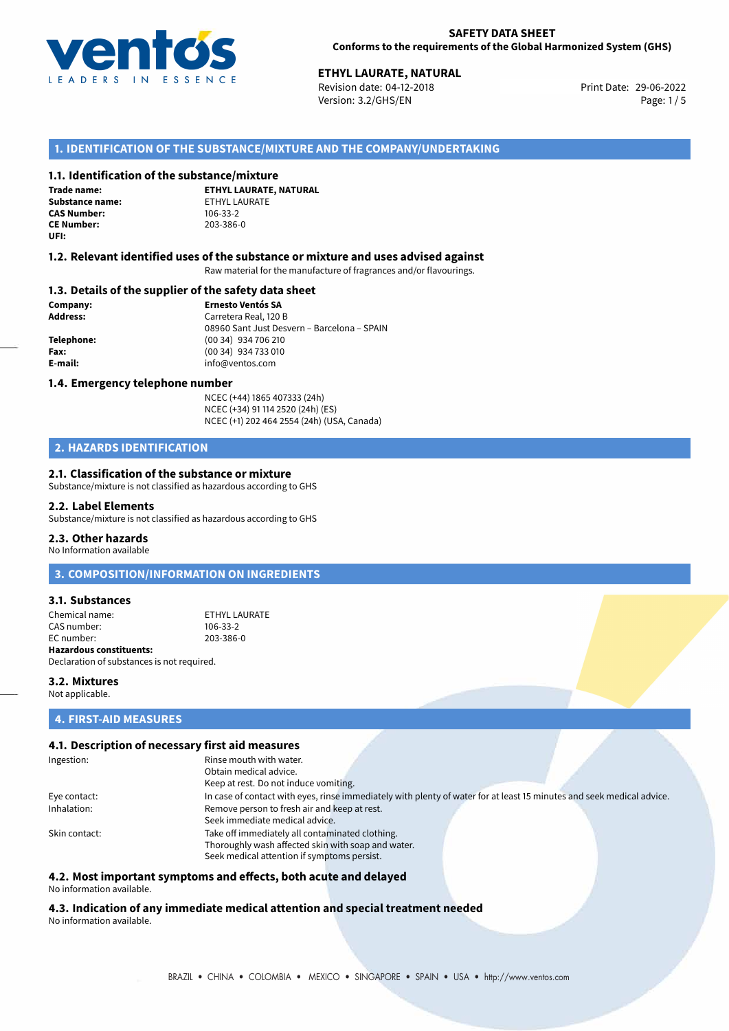**SAFETY DATA SHEET**
**Conforms to the requirements of the Global Harmonized System (GHS)**

**ETHYL LAURATE, NATURAL**
Revision date: 04-12-2018
Version: 3.2/GHS/EN
Print Date: 29-06-2022

## 1. IDENTIFICATION OF THE SUBSTANCE/MIXTURE AND THE COMPANY/UNDERTAKING

### 1.1. Identification of the substance/mixture

**Trade name:** **ETHYL LAURATE, NATURAL**
**Substance name:** ETHYL LAURATE
**CAS Number:** 106-33-2
**CE Number:** 203-386-0
**UFI:**

### 1.2. Relevant identified uses of the substance or mixture and uses advised against

Raw material for the manufacture of fragrances and/or flavourings.

### 1.3. Details of the supplier of the safety data sheet

**Company:** **Ernesto Ventós SA**
**Address:** Carretera Real, 120 B
08960 Sant Just Desvern – Barcelona – SPAIN
**Telephone:** (00 34) 934 706 210
**Fax:** (00 34) 934 733 010
**E-mail:** info@ventos.com

### 1.4. Emergency telephone number

NCEC (+44) 1865 407333 (24h)
NCEC (+34) 91 114 2520 (24h) (ES)
NCEC (+1) 202 464 2554 (24h) (USA, Canada)

## 2. HAZARDS IDENTIFICATION

### 2.1. Classification of the substance or mixture

Substance/mixture is not classified as hazardous according to GHS

### 2.2. Label Elements

Substance/mixture is not classified as hazardous according to GHS

### 2.3. Other hazards

No Information available

## 3. COMPOSITION/INFORMATION ON INGREDIENTS

### 3.1. Substances

Chemical name: ETHYL LAURATE
CAS number: 106-33-2
EC number: 203-386-0
**Hazardous constituents:**
Declaration of substances is not required.

### 3.2. Mixtures

Not applicable.

## 4. FIRST-AID MEASURES

### 4.1. Description of necessary first aid measures

Ingestion: Rinse mouth with water.
Obtain medical advice.
Keep at rest. Do not induce vomiting.

Eye contact: In case of contact with eyes, rinse immediately with plenty of water for at least 15 minutes and seek medical advice.

Inhalation: Remove person to fresh air and keep at rest.
Seek immediate medical advice.

Skin contact: Take off immediately all contaminated clothing.
Thoroughly wash affected skin with soap and water.
Seek medical attention if symptoms persist.

### 4.2. Most important symptoms and effects, both acute and delayed

No information available.

### 4.3. Indication of any immediate medical attention and special treatment needed

No information available.

BRAZIL • CHINA • COLOMBIA • MEXICO • SINGAPORE • SPAIN • USA • http://www.ventos.com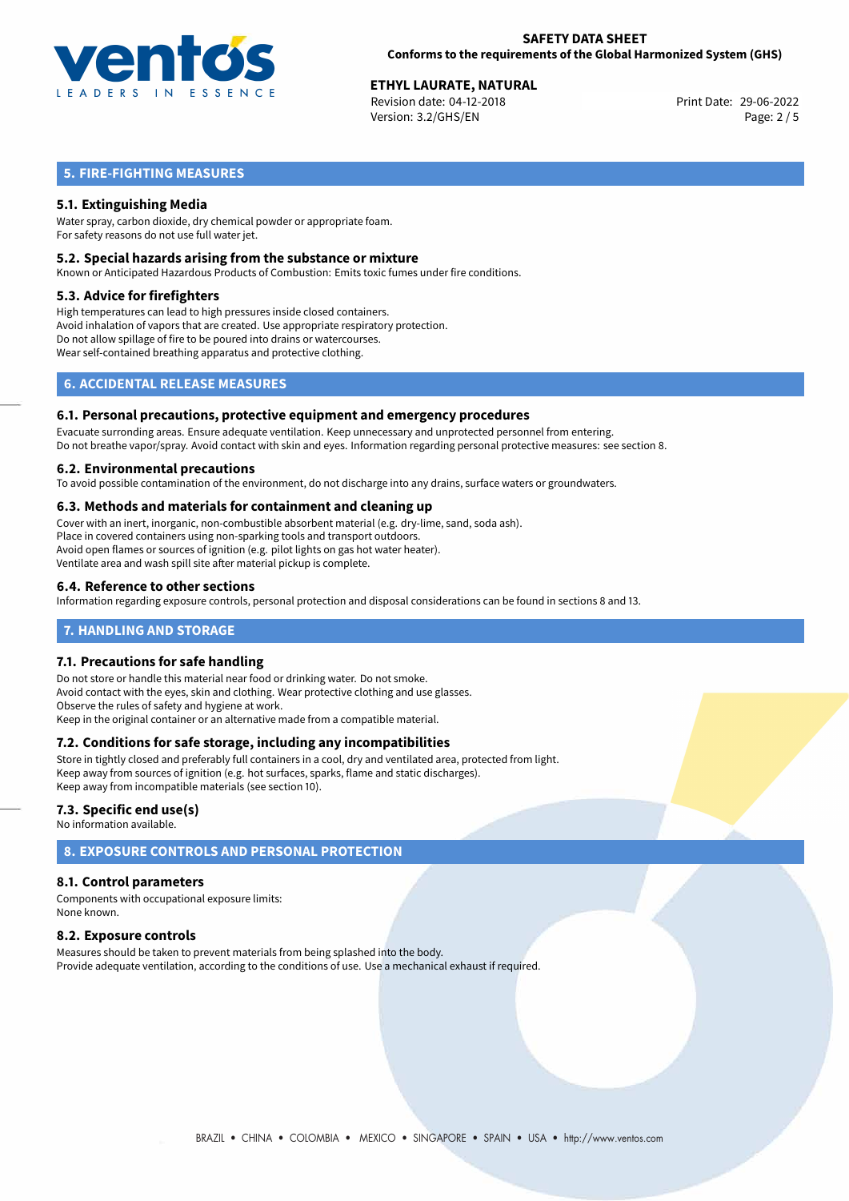## 5. FIRE-FIGHTING MEASURES

### 5.1. Extinguishing Media

Water spray, carbon dioxide, dry chemical powder or appropriate foam.
For safety reasons do not use full water jet.

### 5.2. Special hazards arising from the substance or mixture

Known or Anticipated Hazardous Products of Combustion: Emits toxic fumes under fire conditions.

### 5.3. Advice for firefighters

High temperatures can lead to high pressures inside closed containers.
Avoid inhalation of vapors that are created. Use appropriate respiratory protection.
Do not allow spillage of fire to be poured into drains or watercourses.
Wear self-contained breathing apparatus and protective clothing.

## 6. ACCIDENTAL RELEASE MEASURES

### 6.1. Personal precautions, protective equipment and emergency procedures

Evacuate surronding areas. Ensure adequate ventilation. Keep unnecessary and unprotected personnel from entering.
Do not breathe vapor/spray. Avoid contact with skin and eyes. Information regarding personal protective measures: see section 8.

### 6.2. Environmental precautions

To avoid possible contamination of the environment, do not discharge into any drains, surface waters or groundwaters.

### 6.3. Methods and materials for containment and cleaning up

Cover with an inert, inorganic, non-combustible absorbent material (e.g. dry-lime, sand, soda ash).
Place in covered containers using non-sparking tools and transport outdoors.
Avoid open flames or sources of ignition (e.g. pilot lights on gas hot water heater).
Ventilate area and wash spill site after material pickup is complete.

### 6.4. Reference to other sections

Information regarding exposure controls, personal protection and disposal considerations can be found in sections 8 and 13.

## 7. HANDLING AND STORAGE

### 7.1. Precautions for safe handling

Do not store or handle this material near food or drinking water. Do not smoke.
Avoid contact with the eyes, skin and clothing. Wear protective clothing and use glasses.
Observe the rules of safety and hygiene at work.
Keep in the original container or an alternative made from a compatible material.

### 7.2. Conditions for safe storage, including any incompatibilities

Store in tightly closed and preferably full containers in a cool, dry and ventilated area, protected from light.
Keep away from sources of ignition (e.g. hot surfaces, sparks, flame and static discharges).
Keep away from incompatible materials (see section 10).

### 7.3. Specific end use(s)

No information available.

## 8. EXPOSURE CONTROLS AND PERSONAL PROTECTION

### 8.1. Control parameters

Components with occupational exposure limits:
None known.

### 8.2. Exposure controls

Measures should be taken to prevent materials from being splashed into the body.
Provide adequate ventilation, according to the conditions of use. Use a mechanical exhaust if required.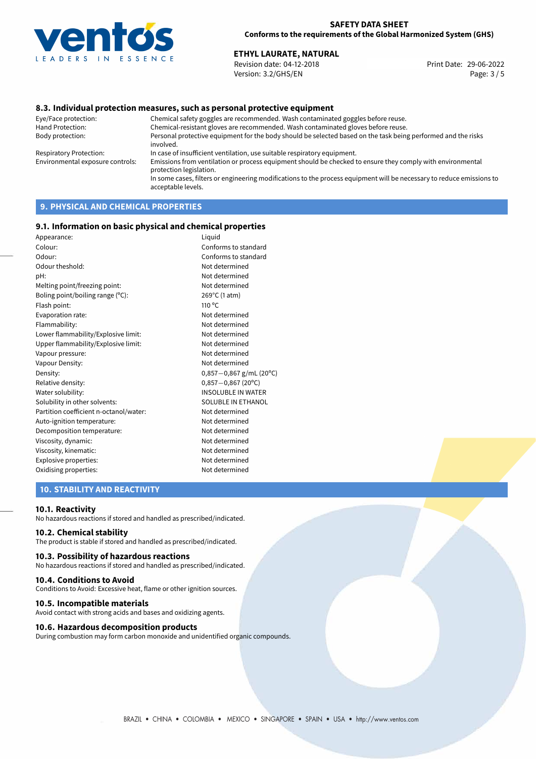## 8.3. Individual protection measures, such as personal protective equipment

| | |
|---|---|
| Eye/Face protection: | Chemical safety goggles are recommended. Wash contaminated goggles before reuse. |
| Hand Protection: | Chemical-resistant gloves are recommended. Wash contaminated gloves before reuse. |
| Body protection: | Personal protective equipment for the body should be selected based on the task being performed and the risks involved. |
| Respiratory Protection: | In case of insufficient ventilation, use suitable respiratory equipment. |
| Environmental exposure controls: | Emissions from ventilation or process equipment should be checked to ensure they comply with environmental protection legislation. In some cases, filters or engineering modifications to the process equipment will be necessary to reduce emissions to acceptable levels. |

# 9. PHYSICAL AND CHEMICAL PROPERTIES

## 9.1. Information on basic physical and chemical properties

| | |
|---|---|
| Appearance: | Liquid |
| Colour: | Conforms to standard |
| Odour: | Conforms to standard |
| Odour theshold: | Not determined |
| pH: | Not determined |
| Melting point/freezing point: | Not determined |
| Boling point/boiling range (°C): | 269°C (1 atm) |
| Flash point: | 110 °C |
| Evaporation rate: | Not determined |
| Flammability: | Not determined |
| Lower flammability/Explosive limit: | Not determined |
| Upper flammability/Explosive limit: | Not determined |
| Vapour pressure: | Not determined |
| Vapour Density: | Not determined |
| Density: | 0,857—0,867 g/mL (20°C) |
| Relative density: | 0,857—0,867 (20°C) |
| Water solubility: | INSOLUBLE IN WATER |
| Solubility in other solvents: | SOLUBLE IN ETHANOL |
| Partition coefficient n-octanol/water: | Not determined |
| Auto-ignition temperature: | Not determined |
| Decomposition temperature: | Not determined |
| Viscosity, dynamic: | Not determined |
| Viscosity, kinematic: | Not determined |
| Explosive properties: | Not determined |
| Oxidising properties: | Not determined |

# 10. STABILITY AND REACTIVITY

## 10.1. Reactivity

No hazardous reactions if stored and handled as prescribed/indicated.

## 10.2. Chemical stability

The product is stable if stored and handled as prescribed/indicated.

## 10.3. Possibility of hazardous reactions

No hazardous reactions if stored and handled as prescribed/indicated.

## 10.4. Conditions to Avoid

Conditions to Avoid: Excessive heat, flame or other ignition sources.

## 10.5. Incompatible materials

Avoid contact with strong acids and bases and oxidizing agents.

## 10.6. Hazardous decomposition products

During combustion may form carbon monoxide and unidentified organic compounds.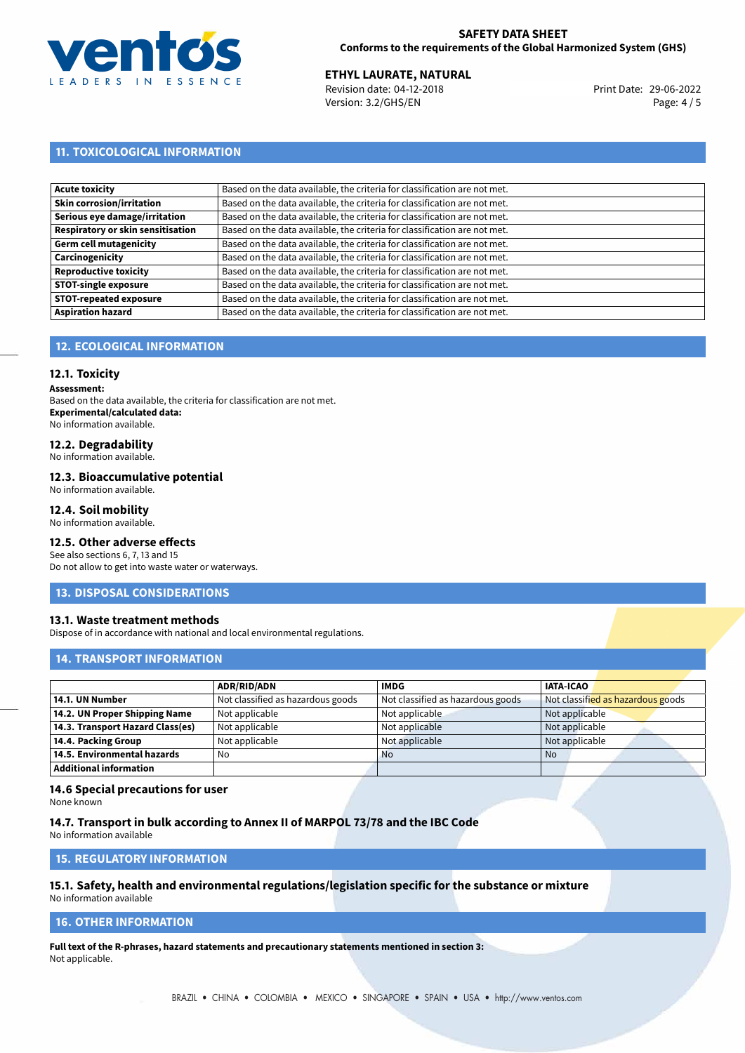## 11. TOXICOLOGICAL INFORMATION

| | |
|---|---|
| **Acute toxicity** | Based on the data available, the criteria for classification are not met. |
| **Skin corrosion/irritation** | Based on the data available, the criteria for classification are not met. |
| **Serious eye damage/irritation** | Based on the data available, the criteria for classification are not met. |
| **Respiratory or skin sensitisation** | Based on the data available, the criteria for classification are not met. |
| **Germ cell mutagenicity** | Based on the data available, the criteria for classification are not met. |
| **Carcinogenicity** | Based on the data available, the criteria for classification are not met. |
| **Reproductive toxicity** | Based on the data available, the criteria for classification are not met. |
| **STOT-single exposure** | Based on the data available, the criteria for classification are not met. |
| **STOT-repeated exposure** | Based on the data available, the criteria for classification are not met. |
| **Aspiration hazard** | Based on the data available, the criteria for classification are not met. |

## 12. ECOLOGICAL INFORMATION

### 12.1. Toxicity

**Assessment:**
Based on the data available, the criteria for classification are not met.
**Experimental/calculated data:**
No information available.

### 12.2. Degradability

No information available.

### 12.3. Bioaccumulative potential

No information available.

### 12.4. Soil mobility

No information available.

### 12.5. Other adverse effects

See also sections 6, 7, 13 and 15
Do not allow to get into waste water or waterways.

## 13. DISPOSAL CONSIDERATIONS

### 13.1. Waste treatment methods

Dispose of in accordance with national and local environmental regulations.

## 14. TRANSPORT INFORMATION

| | ADR/RID/ADN | IMDG | IATA-ICAO |
|---|---|---|---|
| **14.1. UN Number** | Not classified as hazardous goods | Not classified as hazardous goods | Not classified as hazardous goods |
| **14.2. UN Proper Shipping Name** | Not applicable | Not applicable | Not applicable |
| **14.3. Transport Hazard Class(es)** | Not applicable | Not applicable | Not applicable |
| **14.4. Packing Group** | Not applicable | Not applicable | Not applicable |
| **14.5. Environmental hazards** | No | No | No |
| **Additional information** | | | |

### 14.6 Special precautions for user

None known

### 14.7. Transport in bulk according to Annex II of MARPOL 73/78 and the IBC Code

No information available

## 15. REGULATORY INFORMATION

### 15.1. Safety, health and environmental regulations/legislation specific for the substance or mixture

No information available

## 16. OTHER INFORMATION

**Full text of the R-phrases, hazard statements and precautionary statements mentioned in section 3:**
Not applicable.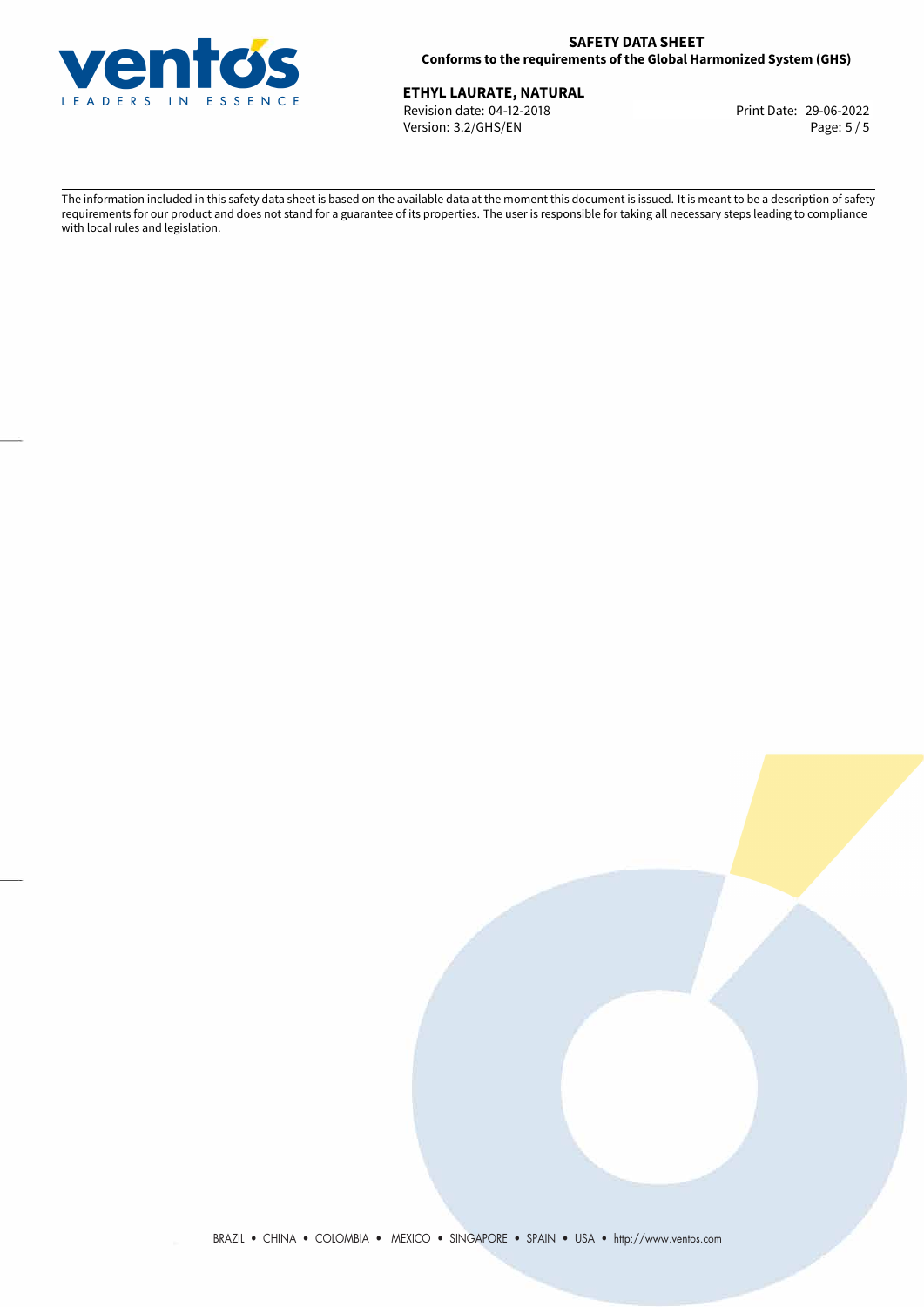The information included in this safety data sheet is based on the available data at the moment this document is issued. It is meant to be a description of safety requirements for our product and does not stand for a guarantee of its properties. The user is responsible for taking all necessary steps leading to compliance with local rules and legislation.